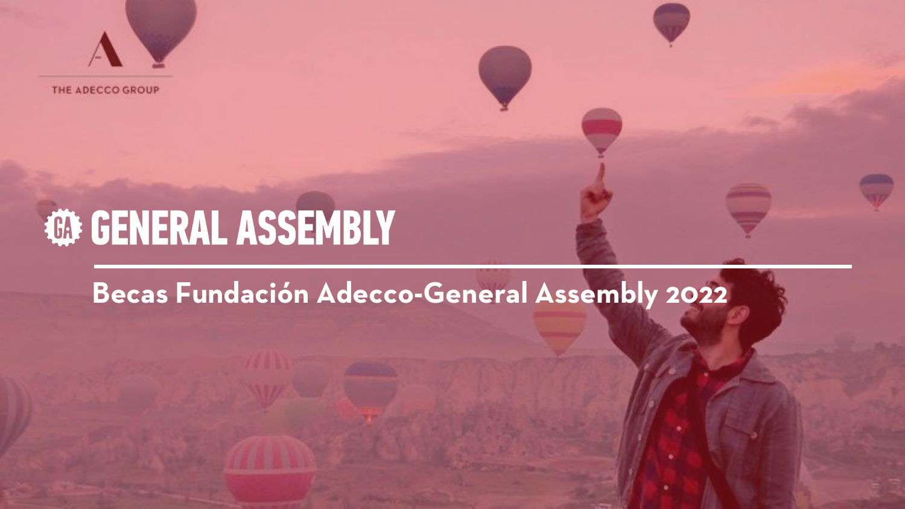THE ADECCO GROUP

# GENERAL ASSEMBLY

## Becas Fundación Adecco-General Assembly 2022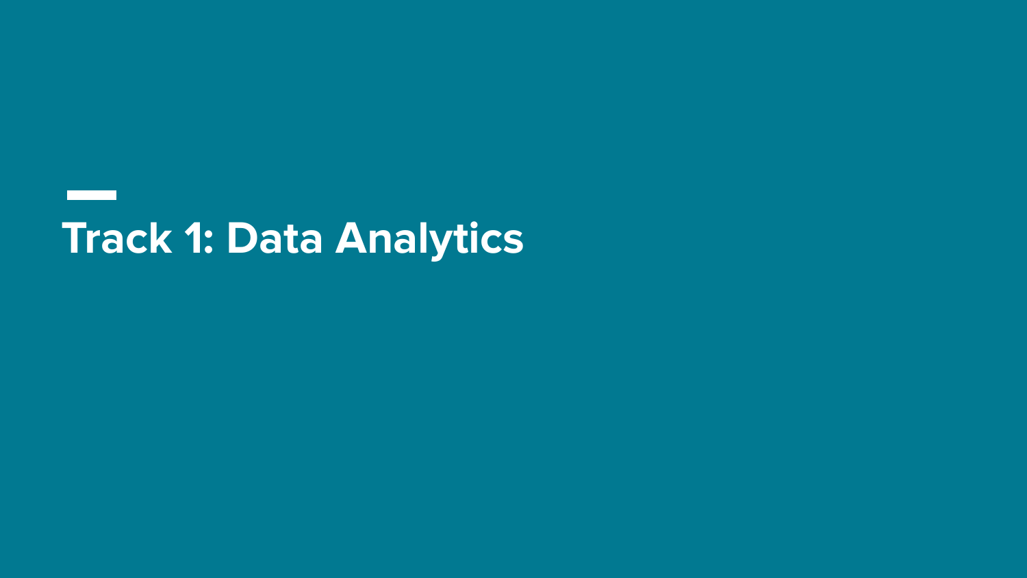# Track 1: Data Analytics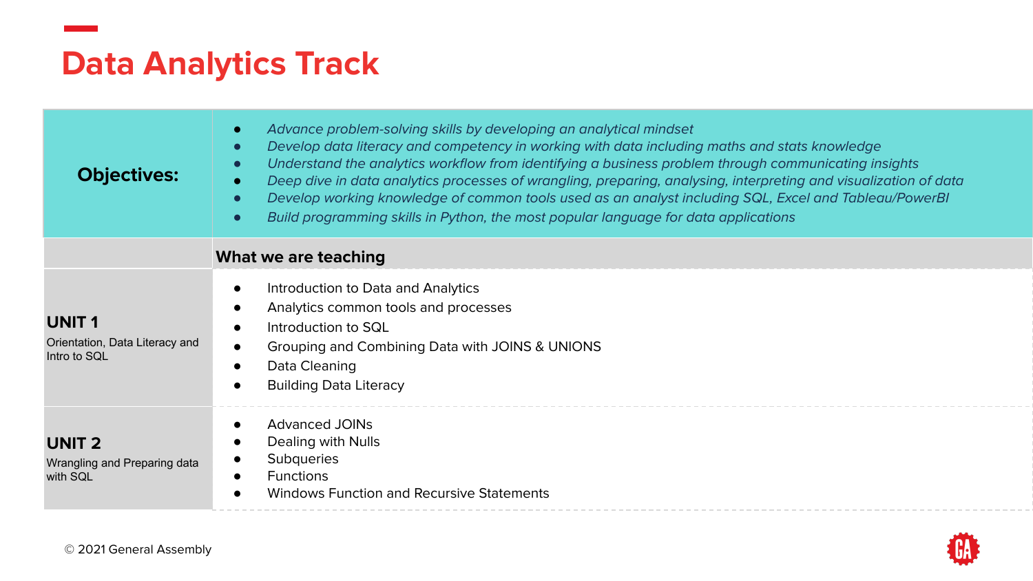# Data Analytics Track

| | |
|---|---|
| **Objectives:** | <ul><li>*Advance problem-solving skills by developing an analytical mindset*</li><li>*Develop data literacy and competency in working with data including maths and stats knowledge*</li><li>*Understand the analytics workflow from identifying a business problem through communicating insights*</li><li>*Deep dive in data analytics processes of wrangling, preparing, analysing, interpreting and visualization of data*</li><li>*Develop working knowledge of common tools used as an analyst including SQL, Excel and Tableau/PowerBI*</li><li>*Build programming skills in Python, the most popular language for data applications*</li></ul> |
| | **What we are teaching** |
| **UNIT 1**<br>Orientation, Data Literacy and Intro to SQL | <ul><li>Introduction to Data and Analytics</li><li>Analytics common tools and processes</li><li>Introduction to SQL</li><li>Grouping and Combining Data with JOINS & UNIONS</li><li>Data Cleaning</li><li>Building Data Literacy</li></ul> |
| **UNIT 2**<br>Wrangling and Preparing data with SQL | <ul><li>Advanced JOINs</li><li>Dealing with Nulls</li><li>Subqueries</li><li>Functions</li><li>Windows Function and Recursive Statements</li></ul> |

© 2021 General Assembly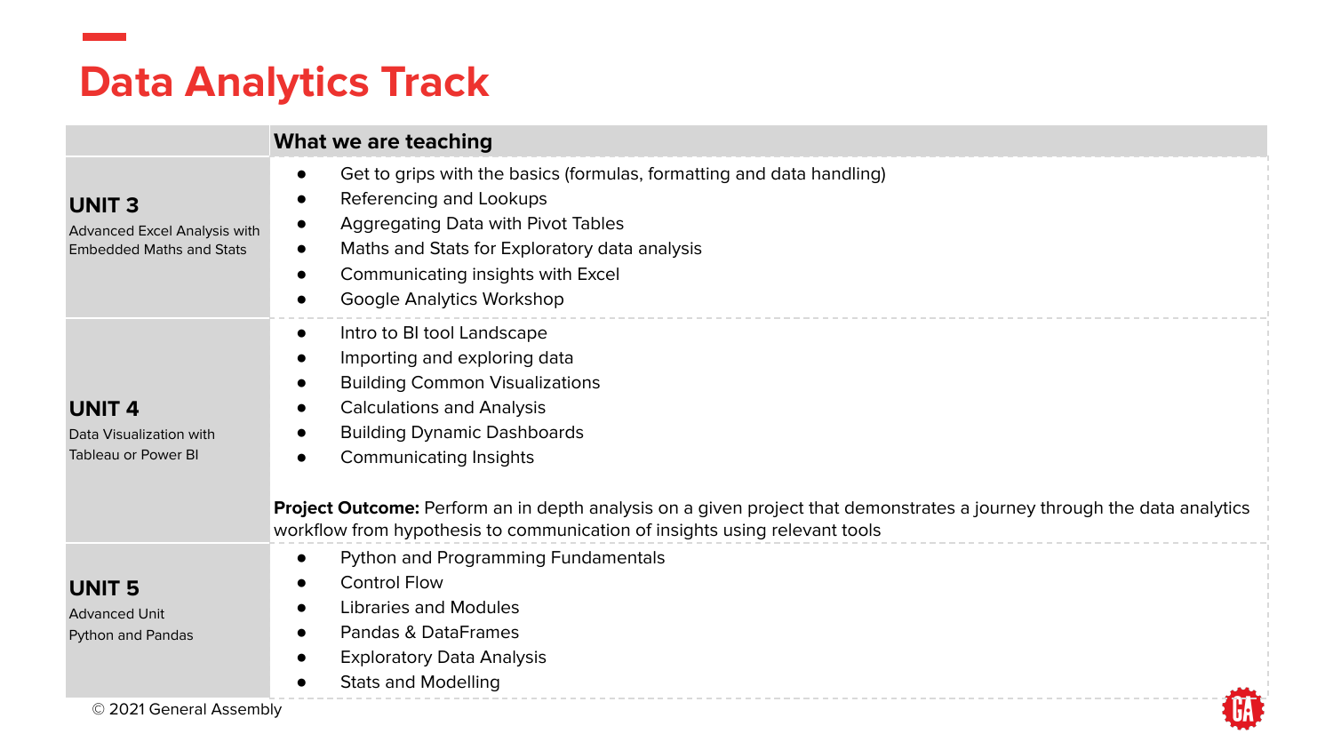# Data Analytics Track

| | What we are teaching |
|---|---|
| **UNIT 3**<br>Advanced Excel Analysis with Embedded Maths and Stats | • Get to grips with the basics (formulas, formatting and data handling)<br>• Referencing and Lookups<br>• Aggregating Data with Pivot Tables<br>• Maths and Stats for Exploratory data analysis<br>• Communicating insights with Excel<br>• Google Analytics Workshop |
| **UNIT 4**<br>Data Visualization with Tableau or Power BI | • Intro to BI tool Landscape<br>• Importing and exploring data<br>• Building Common Visualizations<br>• Calculations and Analysis<br>• Building Dynamic Dashboards<br>• Communicating Insights<br><br>**Project Outcome:** Perform an in depth analysis on a given project that demonstrates a journey through the data analytics workflow from hypothesis to communication of insights using relevant tools |
| **UNIT 5**<br>Advanced Unit<br>Python and Pandas | • Python and Programming Fundamentals<br>• Control Flow<br>• Libraries and Modules<br>• Pandas & DataFrames<br>• Exploratory Data Analysis<br>• Stats and Modelling |

© 2021 General Assembly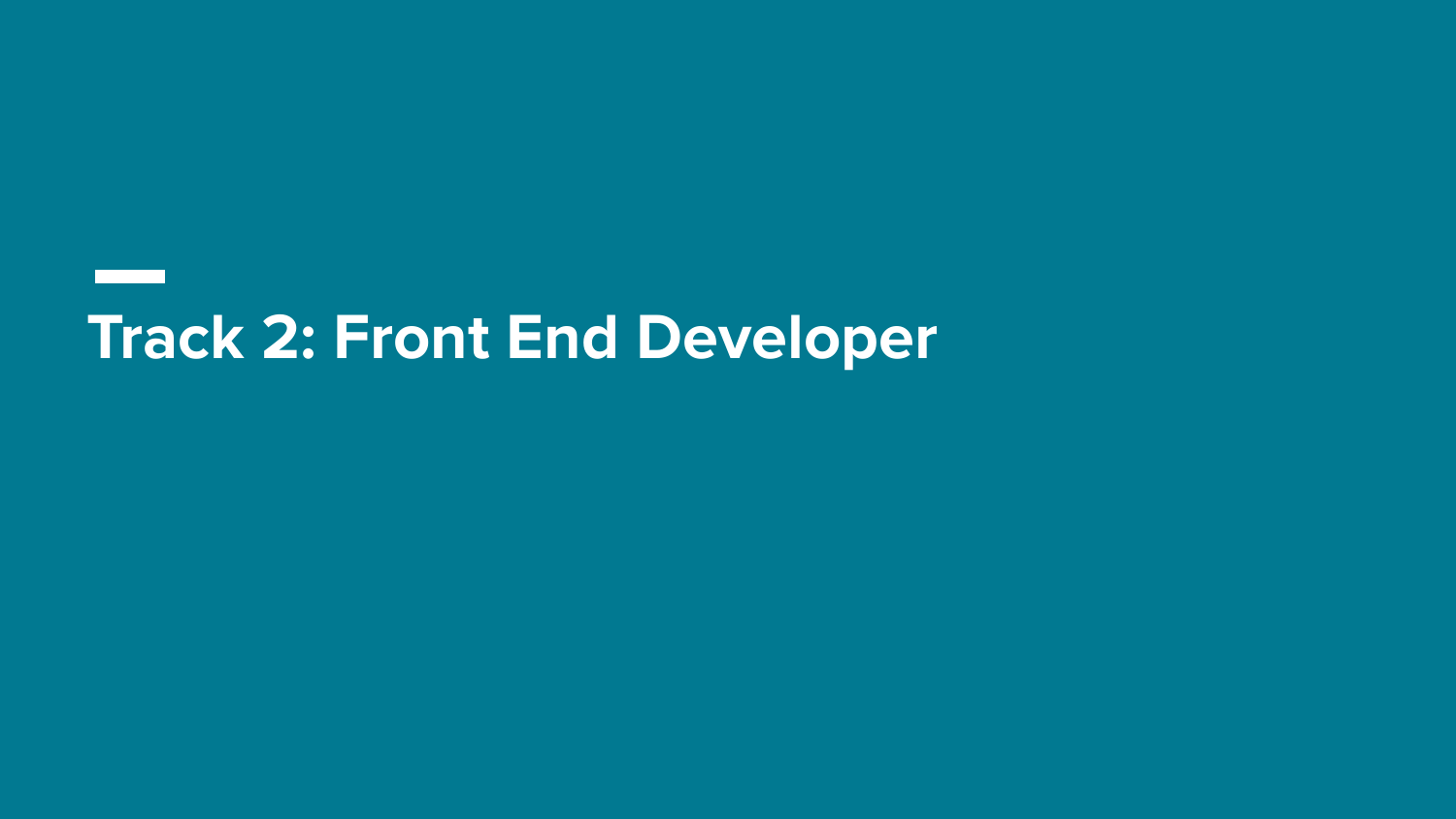# Track 2: Front End Developer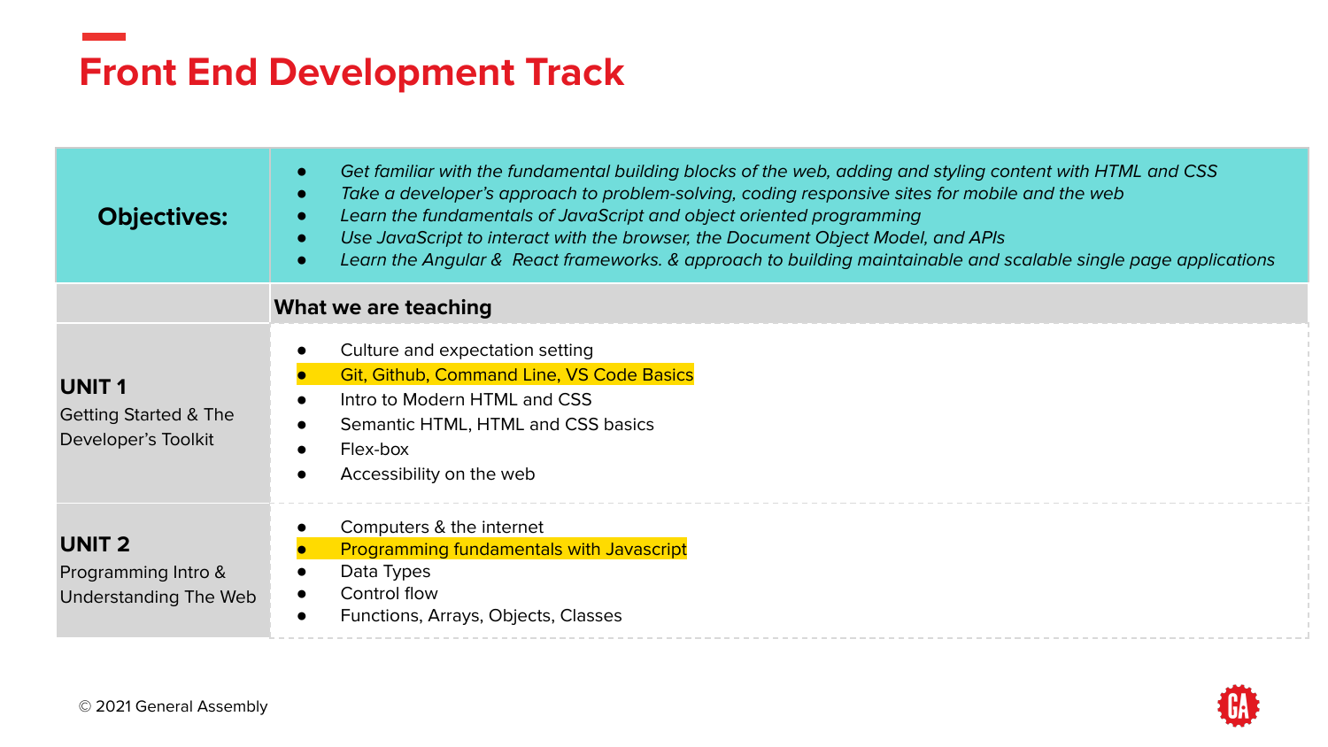# Front End Development Track

| **Objectives:** | - *Get familiar with the fundamental building blocks of the web, adding and styling content with HTML and CSS*<br>- *Take a developer's approach to problem-solving, coding responsive sites for mobile and the web*<br>- *Learn the fundamentals of JavaScript and object oriented programming*<br>- *Use JavaScript to interact with the browser, the Document Object Model, and APIs*<br>- *Learn the Angular & React frameworks. & approach to building maintainable and scalable single page applications* |
|---|---|
| | **What we are teaching** |
| **UNIT 1**<br>Getting Started & The Developer's Toolkit | - Culture and expectation setting<br>- Git, Github, Command Line, VS Code Basics<br>- Intro to Modern HTML and CSS<br>- Semantic HTML, HTML and CSS basics<br>- Flex-box<br>- Accessibility on the web |
| **UNIT 2**<br>Programming Intro & Understanding The Web | - Computers & the internet<br>- Programming fundamentals with Javascript<br>- Data Types<br>- Control flow<br>- Functions, Arrays, Objects, Classes |

© 2021 General Assembly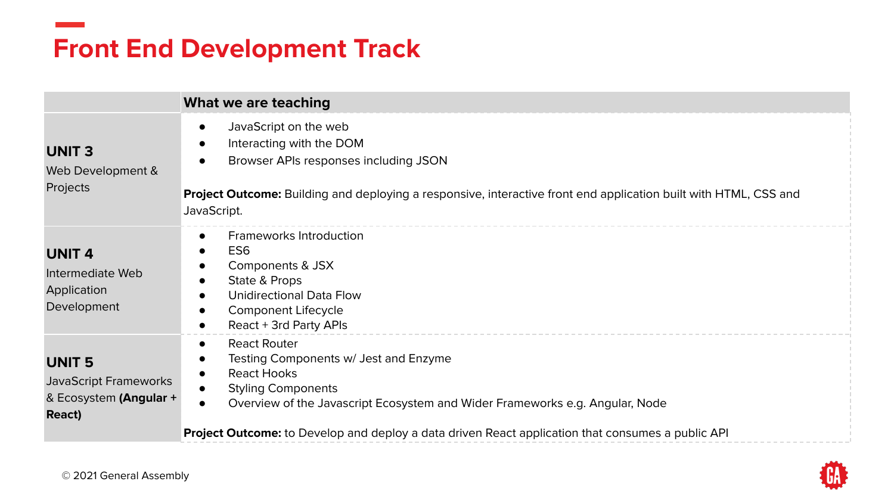# Front End Development Track

| | What we are teaching |
|---|---|
| **UNIT 3** Web Development & Projects | • JavaScript on the web<br>• Interacting with the DOM<br>• Browser APIs responses including JSON<br><br>**Project Outcome:** Building and deploying a responsive, interactive front end application built with HTML, CSS and JavaScript. |
| **UNIT 4** Intermediate Web Application Development | • Frameworks Introduction<br>• ES6<br>• Components & JSX<br>• State & Props<br>• Unidirectional Data Flow<br>• Component Lifecycle<br>• React + 3rd Party APIs |
| **UNIT 5** JavaScript Frameworks & Ecosystem **(Angular + React)** | • React Router<br>• Testing Components w/ Jest and Enzyme<br>• React Hooks<br>• Styling Components<br>• Overview of the Javascript Ecosystem and Wider Frameworks e.g. Angular, Node<br><br>**Project Outcome:** to Develop and deploy a data driven React application that consumes a public API |

© 2021 General Assembly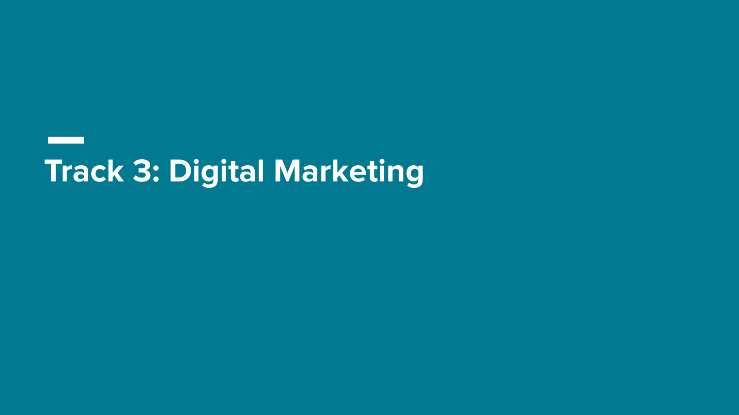# Track 3: Digital Marketing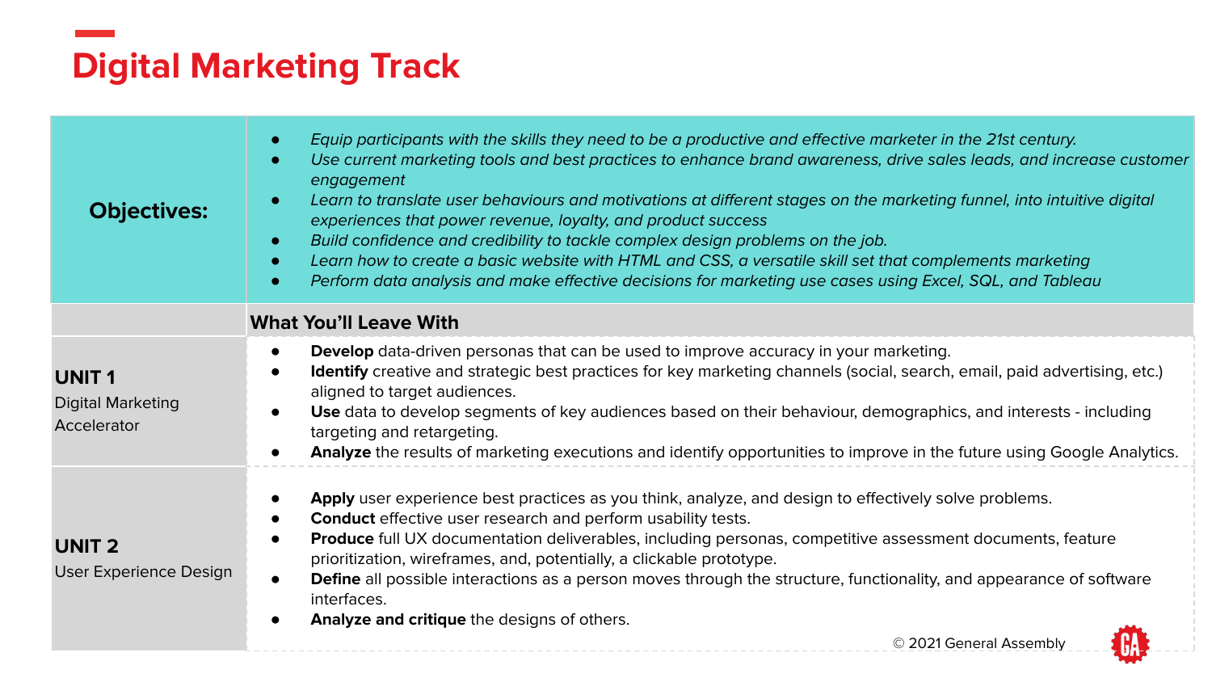# Digital Marketing Track

| | |
|---|---|
| **Objectives:** | • *Equip participants with the skills they need to be a productive and effective marketer in the 21st century.*<br>• *Use current marketing tools and best practices to enhance brand awareness, drive sales leads, and increase customer engagement*<br>• *Learn to translate user behaviours and motivations at different stages on the marketing funnel, into intuitive digital experiences that power revenue, loyalty, and product success*<br>• *Build confidence and credibility to tackle complex design problems on the job.*<br>• *Learn how to create a basic website with HTML and CSS, a versatile skill set that complements marketing*<br>• *Perform data analysis and make effective decisions for marketing use cases using Excel, SQL, and Tableau* |
| | **What You'll Leave With** |
| **UNIT 1**<br>Digital Marketing Accelerator | • **Develop** data-driven personas that can be used to improve accuracy in your marketing.<br>• **Identify** creative and strategic best practices for key marketing channels (social, search, email, paid advertising, etc.) aligned to target audiences.<br>• **Use** data to develop segments of key audiences based on their behaviour, demographics, and interests - including targeting and retargeting.<br>• **Analyze** the results of marketing executions and identify opportunities to improve in the future using Google Analytics. |
| **UNIT 2**<br>User Experience Design | • **Apply** user experience best practices as you think, analyze, and design to effectively solve problems.<br>• **Conduct** effective user research and perform usability tests.<br>• **Produce** full UX documentation deliverables, including personas, competitive assessment documents, feature prioritization, wireframes, and, potentially, a clickable prototype.<br>• **Define** all possible interactions as a person moves through the structure, functionality, and appearance of software interfaces.<br>• **Analyze and critique** the designs of others. |

© 2021 General Assembly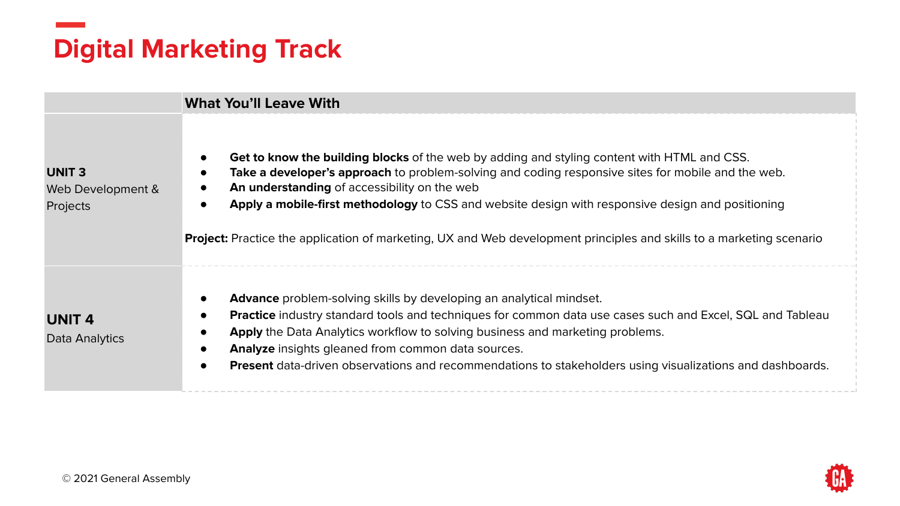# Digital Marketing Track

| | What You'll Leave With |
|---|---|
| **UNIT 3**<br>Web Development & Projects | ● **Get to know the building blocks** of the web by adding and styling content with HTML and CSS.<br>● **Take a developer's approach** to problem-solving and coding responsive sites for mobile and the web.<br>● **An understanding** of accessibility on the web<br>● **Apply a mobile-first methodology** to CSS and website design with responsive design and positioning<br><br>**Project:** Practice the application of marketing, UX and Web development principles and skills to a marketing scenario |
| **UNIT 4**<br>Data Analytics | ● **Advance** problem-solving skills by developing an analytical mindset.<br>● **Practice** industry standard tools and techniques for common data use cases such and Excel, SQL and Tableau<br>● **Apply** the Data Analytics workflow to solving business and marketing problems.<br>● **Analyze** insights gleaned from common data sources.<br>● **Present** data-driven observations and recommendations to stakeholders using visualizations and dashboards. |

© 2021 General Assembly